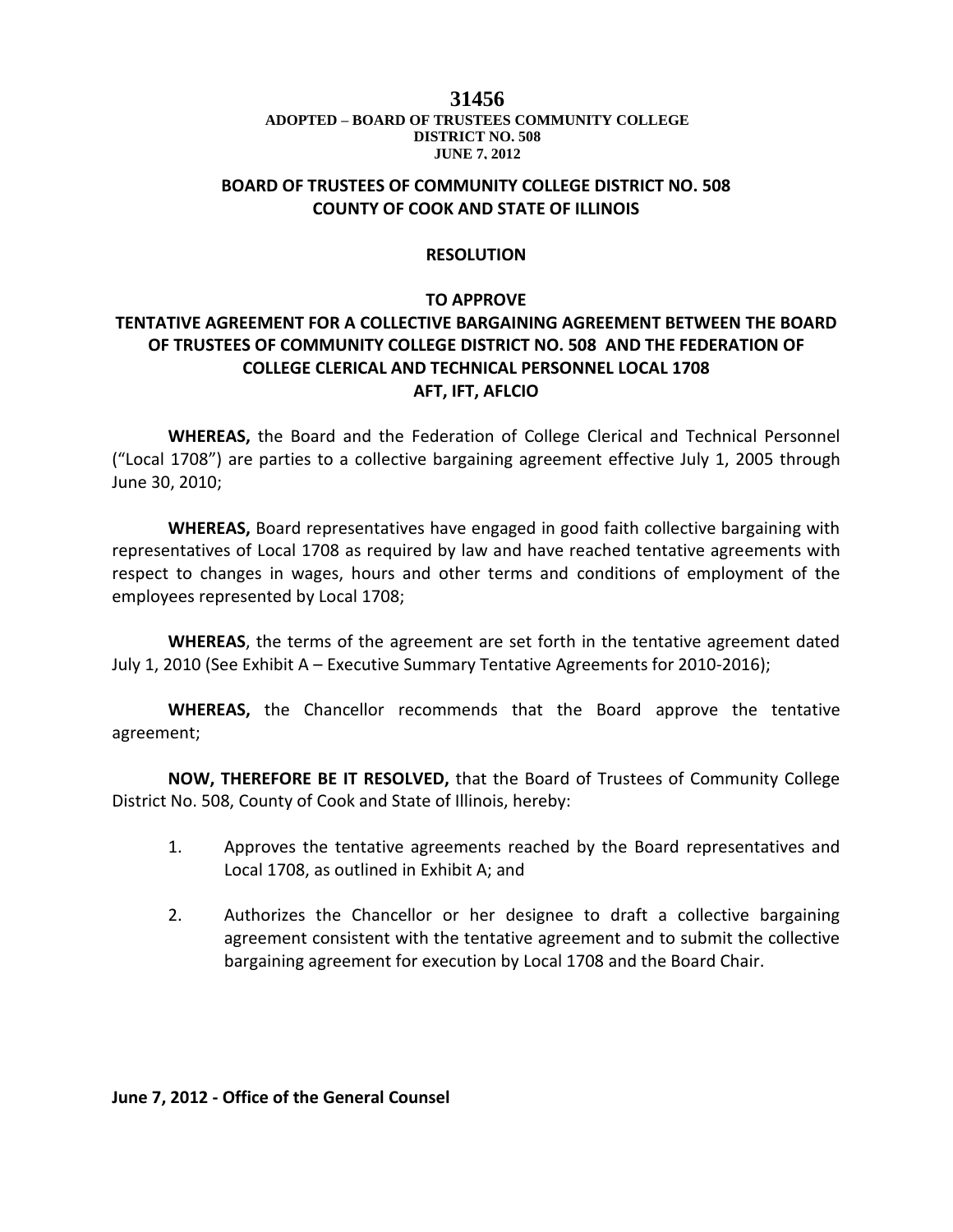**31456**

**ADOPTED – BOARD OF TRUSTEES COMMUNITY COLLEGE DISTRICT NO. 508 JUNE 7, 2012**

## BOARD OF TRUSTEES OF COMMUNITY COLLEGE DISTRICT NO. 508 COUNTY OF COOK AND STATE OF ILLINOIS

## RESOLUTION

## TO APPROVE TENTATIVE AGREEMENT FOR A COLLECTIVE BARGAINING AGREEMENT BETWEEN THE BOARD OF TRUSTEES OF COMMUNITY COLLEGE DISTRICT NO. 508 AND THE FEDERATION OF COLLEGE CLERICAL AND TECHNICAL PERSONNEL LOCAL 1708 AFT, IFT, AFLCIO

**WHEREAS,** the Board and the Federation of College Clerical and Technical Personnel ("Local 1708") are parties to a collective bargaining agreement effective July 1, 2005 through June 30, 2010;

**WHEREAS,** Board representatives have engaged in good faith collective bargaining with representatives of Local 1708 as required by law and have reached tentative agreements with respect to changes in wages, hours and other terms and conditions of employment of the employees represented by Local 1708;

**WHEREAS**, the terms of the agreement are set forth in the tentative agreement dated July 1, 2010 (See Exhibit A – Executive Summary Tentative Agreements for 2010-2016);

**WHEREAS,** the Chancellor recommends that the Board approve the tentative agreement;

**NOW, THEREFORE BE IT RESOLVED,** that the Board of Trustees of Community College District No. 508, County of Cook and State of Illinois, hereby:

1. Approves the tentative agreements reached by the Board representatives and Local 1708, as outlined in Exhibit A; and
2. Authorizes the Chancellor or her designee to draft a collective bargaining agreement consistent with the tentative agreement and to submit the collective bargaining agreement for execution by Local 1708 and the Board Chair.

**June 7, 2012 - Office of the General Counsel**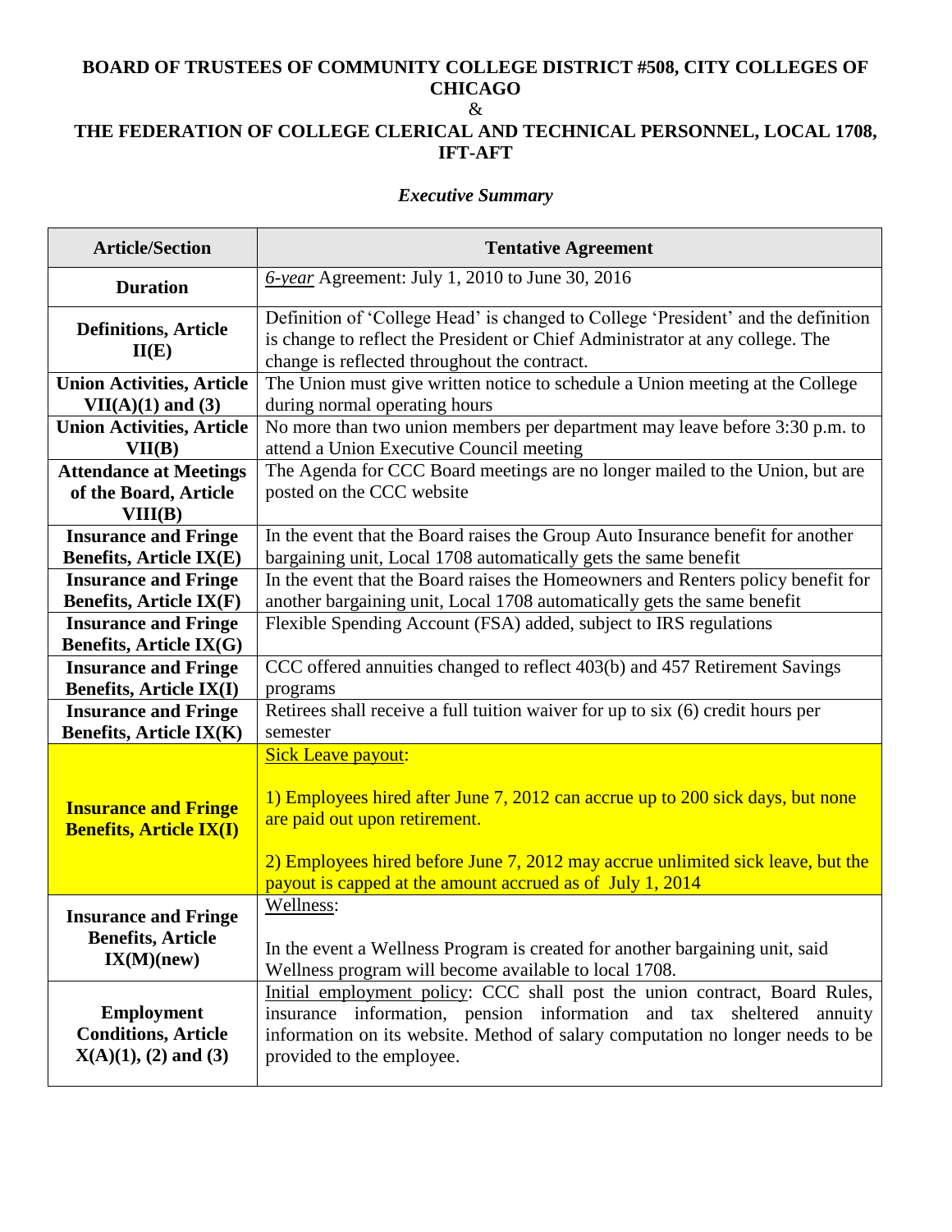**BOARD OF TRUSTEES OF COMMUNITY COLLEGE DISTRICT #508, CITY COLLEGES OF CHICAGO**

&

**THE FEDERATION OF COLLEGE CLERICAL AND TECHNICAL PERSONNEL, LOCAL 1708, IFT-AFT**

*Executive Summary*

| Article/Section | Tentative Agreement |
|---|---|
| **Duration** | *6-year* Agreement: July 1, 2010 to June 30, 2016 |
| **Definitions, Article II(E)** | Definition of 'College Head' is changed to College 'President' and the definition is change to reflect the President or Chief Administrator at any college. The change is reflected throughout the contract. |
| **Union Activities, Article VII(A)(1) and (3)** | The Union must give written notice to schedule a Union meeting at the College during normal operating hours |
| **Union Activities, Article VII(B)** | No more than two union members per department may leave before 3:30 p.m. to attend a Union Executive Council meeting |
| **Attendance at Meetings of the Board, Article VIII(B)** | The Agenda for CCC Board meetings are no longer mailed to the Union, but are posted on the CCC website |
| **Insurance and Fringe Benefits, Article IX(E)** | In the event that the Board raises the Group Auto Insurance benefit for another bargaining unit, Local 1708 automatically gets the same benefit |
| **Insurance and Fringe Benefits, Article IX(F)** | In the event that the Board raises the Homeowners and Renters policy benefit for another bargaining unit, Local 1708 automatically gets the same benefit |
| **Insurance and Fringe Benefits, Article IX(G)** | Flexible Spending Account (FSA) added, subject to IRS regulations |
| **Insurance and Fringe Benefits, Article IX(I)** | CCC offered annuities changed to reflect 403(b) and 457 Retirement Savings programs |
| **Insurance and Fringe Benefits, Article IX(K)** | Retirees shall receive a full tuition waiver for up to six (6) credit hours per semester |
| **Insurance and Fringe Benefits, Article IX(I)** | Sick Leave payout:<br><br>1) Employees hired after June 7, 2012 can accrue up to 200 sick days, but none are paid out upon retirement.<br><br>2) Employees hired before June 7, 2012 may accrue unlimited sick leave, but the payout is capped at the amount accrued as of July 1, 2014 |
| **Insurance and Fringe Benefits, Article IX(M)(new)** | Wellness:<br><br>In the event a Wellness Program is created for another bargaining unit, said Wellness program will become available to local 1708. |
| **Employment Conditions, Article X(A)(1), (2) and (3)** | Initial employment policy: CCC shall post the union contract, Board Rules, insurance information, pension information and tax sheltered annuity information on its website. Method of salary computation no longer needs to be provided to the employee. |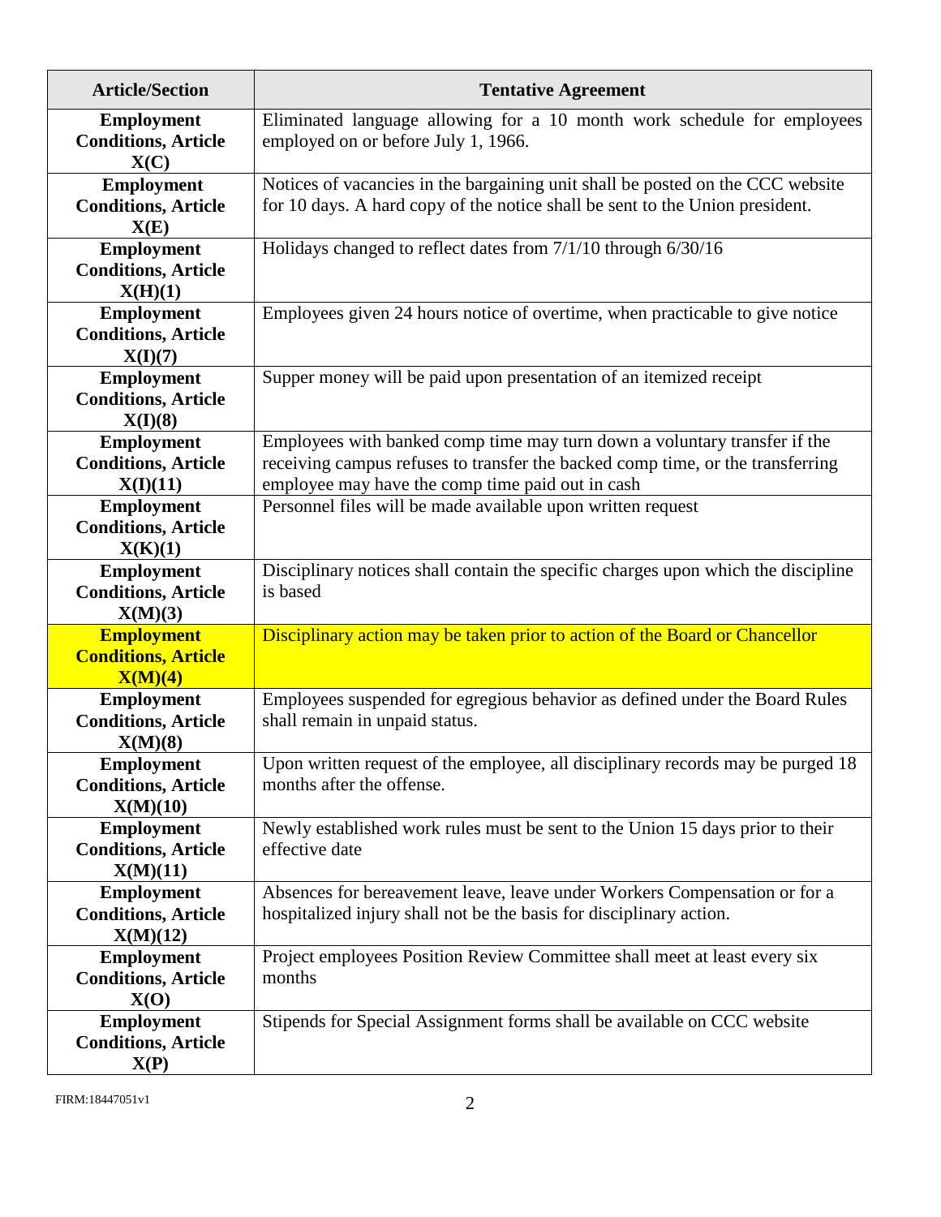| Article/Section | Tentative Agreement |
| --- | --- |
| **Employment Conditions, Article X(C)** | Eliminated language allowing for a 10 month work schedule for employees employed on or before July 1, 1966. |
| **Employment Conditions, Article X(E)** | Notices of vacancies in the bargaining unit shall be posted on the CCC website for 10 days. A hard copy of the notice shall be sent to the Union president. |
| **Employment Conditions, Article X(H)(1)** | Holidays changed to reflect dates from 7/1/10 through 6/30/16 |
| **Employment Conditions, Article X(I)(7)** | Employees given 24 hours notice of overtime, when practicable to give notice |
| **Employment Conditions, Article X(I)(8)** | Supper money will be paid upon presentation of an itemized receipt |
| **Employment Conditions, Article X(I)(11)** | Employees with banked comp time may turn down a voluntary transfer if the receiving campus refuses to transfer the backed comp time, or the transferring employee may have the comp time paid out in cash |
| **Employment Conditions, Article X(K)(1)** | Personnel files will be made available upon written request |
| **Employment Conditions, Article X(M)(3)** | Disciplinary notices shall contain the specific charges upon which the discipline is based |
| **Employment Conditions, Article X(M)(4)** | Disciplinary action may be taken prior to action of the Board or Chancellor |
| **Employment Conditions, Article X(M)(8)** | Employees suspended for egregious behavior as defined under the Board Rules shall remain in unpaid status. |
| **Employment Conditions, Article X(M)(10)** | Upon written request of the employee, all disciplinary records may be purged 18 months after the offense. |
| **Employment Conditions, Article X(M)(11)** | Newly established work rules must be sent to the Union 15 days prior to their effective date |
| **Employment Conditions, Article X(M)(12)** | Absences for bereavement leave, leave under Workers Compensation or for a hospitalized injury shall not be the basis for disciplinary action. |
| **Employment Conditions, Article X(O)** | Project employees Position Review Committee shall meet at least every six months |
| **Employment Conditions, Article X(P)** | Stipends for Special Assignment forms shall be available on CCC website |

FIRM:18447051v1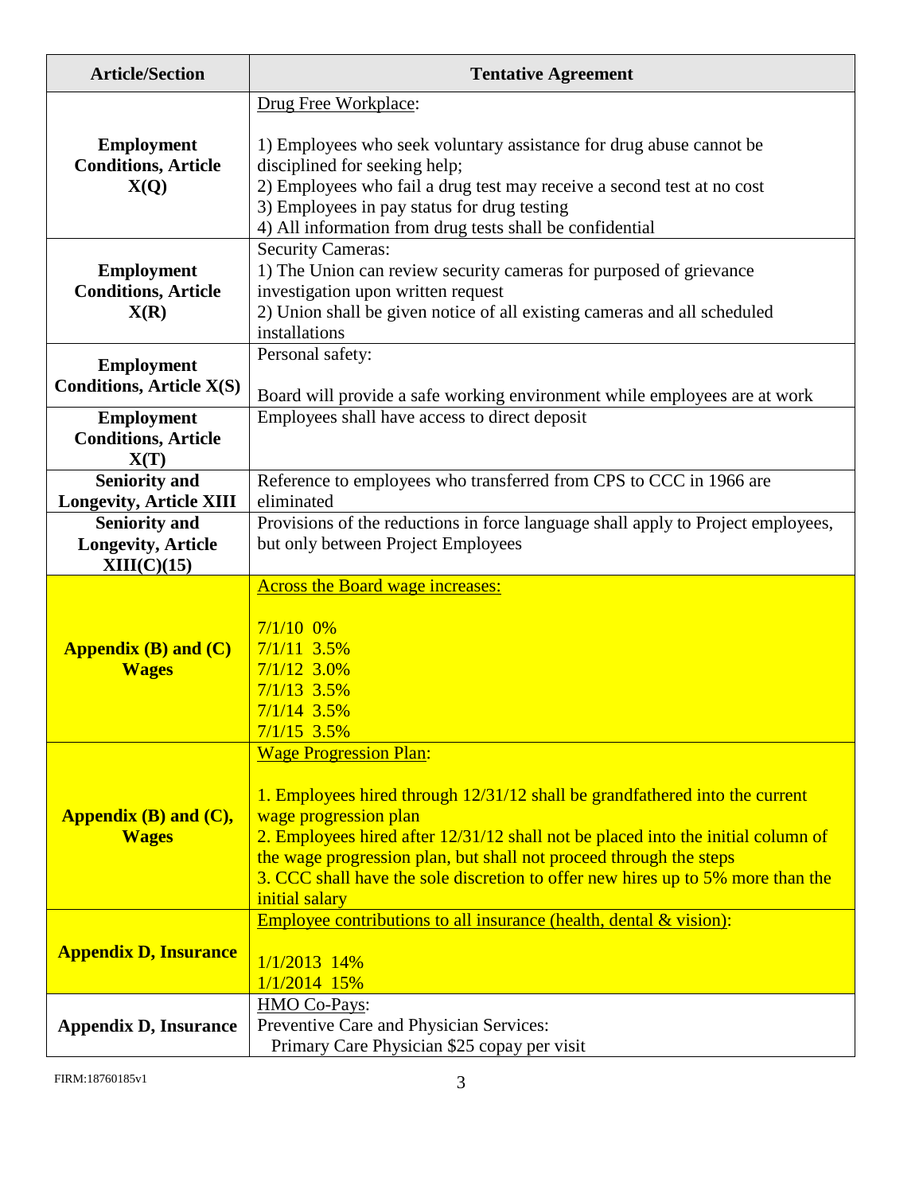| Article/Section | Tentative Agreement |
| --- | --- |
| **Employment Conditions, Article X(Q)** | Drug Free Workplace:<br><br>1) Employees who seek voluntary assistance for drug abuse cannot be disciplined for seeking help;<br>2) Employees who fail a drug test may receive a second test at no cost<br>3) Employees in pay status for drug testing<br>4) All information from drug tests shall be confidential |
| **Employment Conditions, Article X(R)** | Security Cameras:<br>1) The Union can review security cameras for purposed of grievance investigation upon written request<br>2) Union shall be given notice of all existing cameras and all scheduled installations |
| **Employment Conditions, Article X(S)** | Personal safety:<br><br>Board will provide a safe working environment while employees are at work |
| **Employment Conditions, Article X(T)** | Employees shall have access to direct deposit |
| **Seniority and Longevity, Article XIII** | Reference to employees who transferred from CPS to CCC in 1966 are eliminated |
| **Seniority and Longevity, Article XIII(C)(15)** | Provisions of the reductions in force language shall apply to Project employees, but only between Project Employees |
| **Appendix (B) and (C) Wages** | Across the Board wage increases:<br><br>7/1/10 0%<br>7/1/11 3.5%<br>7/1/12 3.0%<br>7/1/13 3.5%<br>7/1/14 3.5%<br>7/1/15 3.5% |
| **Appendix (B) and (C), Wages** | Wage Progression Plan:<br><br>1. Employees hired through 12/31/12 shall be grandfathered into the current wage progression plan<br>2. Employees hired after 12/31/12 shall not be placed into the initial column of the wage progression plan, but shall not proceed through the steps<br>3. CCC shall have the sole discretion to offer new hires up to 5% more than the initial salary |
| **Appendix D, Insurance** | Employee contributions to all insurance (health, dental & vision):<br><br>1/1/2013 14%<br>1/1/2014 15% |
| **Appendix D, Insurance** | HMO Co-Pays:<br>Preventive Care and Physician Services:<br>Primary Care Physician $25 copay per visit |

FIRM:18760185v1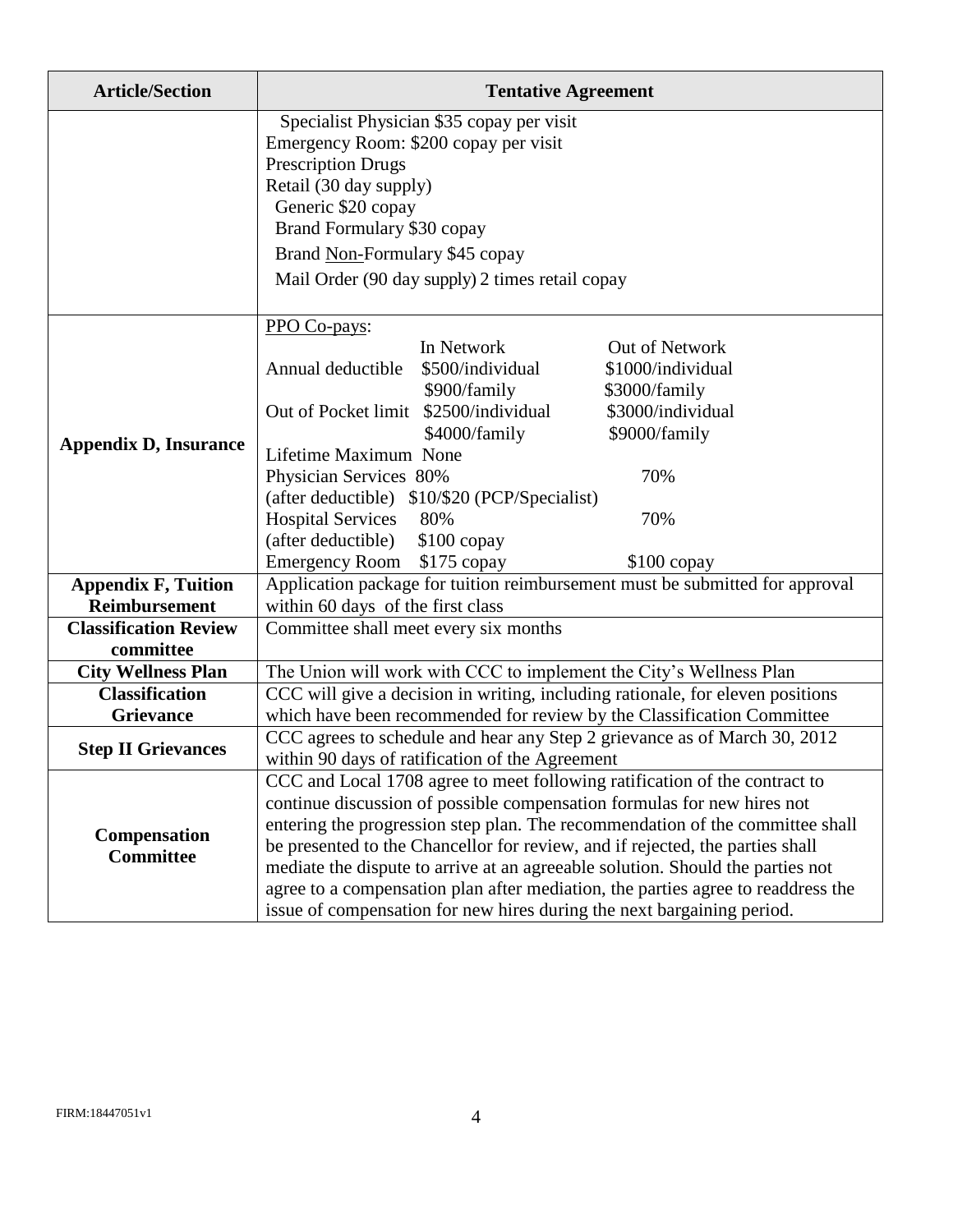| Article/Section | Tentative Agreement |
|---|---|
| | Specialist Physician $35 copay per visit<br>Emergency Room: $200 copay per visit<br>Prescription Drugs<br>Retail (30 day supply)<br>Generic $20 copay<br>Brand Formulary $30 copay<br>Brand Non-Formulary $45 copay<br>Mail Order (90 day supply) 2 times retail copay |
| **Appendix D, Insurance** | PPO Co-pays:<br>In Network / Out of Network<br>Annual deductible: $500/individual, $900/family / $1000/individual, $3000/family<br>Out of Pocket limit: $2500/individual, $4000/family / $3000/individual, $9000/family<br>Lifetime Maximum: None<br>Physician Services: 80% / 70%<br>(after deductible) $10/$20 (PCP/Specialist)<br>Hospital Services: 80% / 70%<br>(after deductible) $100 copay<br>Emergency Room: $175 copay / $100 copay |
| **Appendix F, Tuition Reimbursement** | Application package for tuition reimbursement must be submitted for approval within 60 days of the first class |
| **Classification Review committee** | Committee shall meet every six months |
| **City Wellness Plan** | The Union will work with CCC to implement the City's Wellness Plan |
| **Classification Grievance** | CCC will give a decision in writing, including rationale, for eleven positions which have been recommended for review by the Classification Committee |
| **Step II Grievances** | CCC agrees to schedule and hear any Step 2 grievance as of March 30, 2012 within 90 days of ratification of the Agreement |
| **Compensation Committee** | CCC and Local 1708 agree to meet following ratification of the contract to continue discussion of possible compensation formulas for new hires not entering the progression step plan. The recommendation of the committee shall be presented to the Chancellor for review, and if rejected, the parties shall mediate the dispute to arrive at an agreeable solution. Should the parties not agree to a compensation plan after mediation, the parties agree to readdress the issue of compensation for new hires during the next bargaining period. |

FIRM:18447051v1